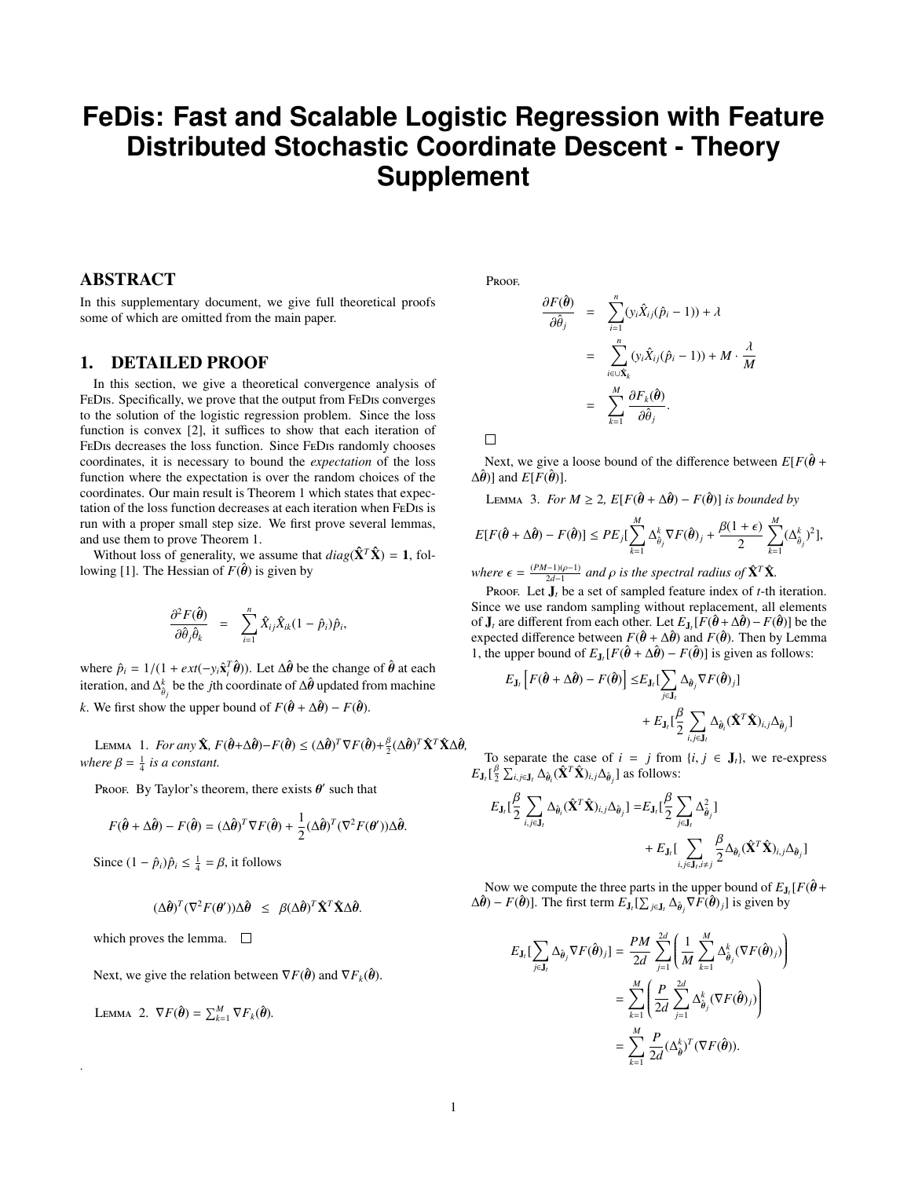# FeDis: Fast and Scalable Logistic Regression with Feature Distributed Stochastic Coordinate Descent - Theory Supplement

## ABSTRACT

In this supplementary document, we give full theoretical proofs some of which are omitted from the main paper.

## 1. DETAILED PROOF

In this section, we give a theoretical convergence analysis of FeDis. Specifically, we prove that the output from FeDis converges to the solution of the logistic regression problem. Since the loss function is convex [2], it suffices to show that each iteration of FeDis decreases the loss function. Since FeDis randomly chooses coordinates, it is necessary to bound the *expectation* of the loss function where the expectation is over the random choices of the coordinates. Our main result is Theorem 1 which states that expectation of the loss function decreases at each iteration when FeDis is run with a proper small step size. We first prove several lemmas, and use them to prove Theorem 1.

Without loss of generality, we assume that $diag(\hat{\mathbf{X}}^T\hat{\mathbf{X}}) = \mathbf{1}$, following [1]. The Hessian of $F(\hat{\boldsymbol{\theta}})$ is given by

$$\frac{\partial^2 F(\hat{\boldsymbol{\theta}})}{\partial \hat{\theta}_j \hat{\theta}_k} = \sum_{i=1}^{n} \hat{X}_{ij}\hat{X}_{ik}(1-\hat{p}_i)\hat{p}_i,$$

where $\hat{p}_i = 1/(1+ext(-y_i\hat{\mathbf{x}}_i^T\hat{\boldsymbol{\theta}}))$. Let $\Delta\hat{\boldsymbol{\theta}}$ be the change of $\hat{\boldsymbol{\theta}}$ at each iteration, and $\Delta^k_{\hat{\theta}_j}$ be the $j$th coordinate of $\Delta\hat{\boldsymbol{\theta}}$ updated from machine $k$. We first show the upper bound of $F(\hat{\boldsymbol{\theta}}+\Delta\hat{\boldsymbol{\theta}}) - F(\hat{\boldsymbol{\theta}})$.

Lemma 1. *For any $\hat{\mathbf{X}}$, $F(\hat{\boldsymbol{\theta}}+\Delta\hat{\boldsymbol{\theta}})-F(\hat{\boldsymbol{\theta}}) \leq (\Delta\hat{\boldsymbol{\theta}})^T\nabla F(\hat{\boldsymbol{\theta}})+\frac{\beta}{2}(\Delta\hat{\boldsymbol{\theta}})^T\hat{\mathbf{X}}^T\hat{\mathbf{X}}\Delta\hat{\boldsymbol{\theta}}$, where $\beta = \frac{1}{4}$ is a constant.*

Proof. By Taylor's theorem, there exists $\boldsymbol{\theta}'$ such that

$$F(\hat{\boldsymbol{\theta}}+\Delta\hat{\boldsymbol{\theta}}) - F(\hat{\boldsymbol{\theta}}) = (\Delta\hat{\boldsymbol{\theta}})^T\nabla F(\hat{\boldsymbol{\theta}}) + \frac{1}{2}(\Delta\hat{\boldsymbol{\theta}})^T(\nabla^2 F(\boldsymbol{\theta}'))\Delta\hat{\boldsymbol{\theta}}.$$

Since $(1-\hat{p}_i)\hat{p}_i \leq \frac{1}{4} = \beta$, it follows

$$(\Delta\hat{\boldsymbol{\theta}})^T(\nabla^2 F(\boldsymbol{\theta}'))\Delta\hat{\boldsymbol{\theta}} \leq \beta(\Delta\hat{\boldsymbol{\theta}})^T\hat{\mathbf{X}}^T\hat{\mathbf{X}}\Delta\hat{\boldsymbol{\theta}}.$$

which proves the lemma. □

Next, we give the relation between $\nabla F(\hat{\boldsymbol{\theta}})$ and $\nabla F_k(\hat{\boldsymbol{\theta}})$.

Lemma 2. $\nabla F(\hat{\boldsymbol{\theta}}) = \sum_{k=1}^{M}\nabla F_k(\hat{\boldsymbol{\theta}})$.

Proof.

$$\begin{aligned}
\frac{\partial F(\hat{\boldsymbol{\theta}})}{\partial \hat{\theta}_j} &= \sum_{i=1}^{n}(y_i\hat{X}_{ij}(\hat{p}_i-1)) + \lambda \\
&= \sum_{i\in\cup\hat{\mathbf{X}}_k}(y_i\hat{X}_{ij}(\hat{p}_i-1)) + M\cdot\frac{\lambda}{M} \\
&= \sum_{k=1}^{M}\frac{\partial F_k(\hat{\boldsymbol{\theta}})}{\partial \hat{\theta}_j}.
\end{aligned}$$

□

Next, we give a loose bound of the difference between $E[F(\hat{\boldsymbol{\theta}}+\Delta\hat{\boldsymbol{\theta}})]$ and $E[F(\hat{\boldsymbol{\theta}})]$.

Lemma 3. *For $M \geq 2$, $E[F(\hat{\boldsymbol{\theta}}+\Delta\hat{\boldsymbol{\theta}}) - F(\hat{\boldsymbol{\theta}})]$ is bounded by*

$$E[F(\hat{\boldsymbol{\theta}}+\Delta\hat{\boldsymbol{\theta}}) - F(\hat{\boldsymbol{\theta}})] \leq PE_j[\sum_{k=1}^{M}\Delta^k_{\hat{\theta}_j}\nabla F(\hat{\boldsymbol{\theta}})_j + \frac{\beta(1+\epsilon)}{2}\sum_{k=1}^{M}(\Delta^k_{\hat{\theta}_j})^2],$$

*where $\epsilon = \frac{(PM-1)(\rho-1)}{2d-1}$ and $\rho$ is the spectral radius of $\hat{\mathbf{X}}^T\hat{\mathbf{X}}$.*

Proof. Let $\mathbf{J}_t$ be a set of sampled feature index of $t$-th iteration. Since we use random sampling without replacement, all elements of $\mathbf{J}_t$ are different from each other. Let $E_{\mathbf{J}_t}[F(\hat{\boldsymbol{\theta}}+\Delta\hat{\boldsymbol{\theta}}) - F(\hat{\boldsymbol{\theta}})]$ be the expected difference between $F(\hat{\boldsymbol{\theta}}+\Delta\hat{\boldsymbol{\theta}})$ and $F(\hat{\boldsymbol{\theta}})$. Then by Lemma 1, the upper bound of $E_{\mathbf{J}_t}[F(\hat{\boldsymbol{\theta}}+\Delta\hat{\boldsymbol{\theta}}) - F(\hat{\boldsymbol{\theta}})]$ is given as follows:

$$\begin{aligned}
E_{\mathbf{J}_t}\left[F(\hat{\boldsymbol{\theta}}+\Delta\hat{\boldsymbol{\theta}}) - F(\hat{\boldsymbol{\theta}})\right] \leq & E_{\mathbf{J}_t}[\sum_{j\in\mathbf{J}_t}\Delta_{\hat{\theta}_j}\nabla F(\hat{\boldsymbol{\theta}})_j] \\
& + E_{\mathbf{J}_t}[\frac{\beta}{2}\sum_{i,j\in\mathbf{J}_t}\Delta_{\hat{\theta}_i}(\hat{\mathbf{X}}^T\hat{\mathbf{X}})_{i,j}\Delta_{\hat{\theta}_j}]
\end{aligned}$$

To separate the case of $i = j$ from $\{i, j \in \mathbf{J}_t\}$, we re-express $E_{\mathbf{J}_t}[\frac{\beta}{2}\sum_{i,j\in\mathbf{J}_t}\Delta_{\hat{\theta}_i}(\hat{\mathbf{X}}^T\hat{\mathbf{X}})_{i,j}\Delta_{\hat{\theta}_j}]$ as follows:

$$\begin{aligned}
E_{\mathbf{J}_t}[\frac{\beta}{2}\sum_{i,j\in\mathbf{J}_t}\Delta_{\hat{\theta}_i}(\hat{\mathbf{X}}^T\hat{\mathbf{X}})_{i,j}\Delta_{\hat{\theta}_j}] =& E_{\mathbf{J}_t}[\frac{\beta}{2}\sum_{j\in\mathbf{J}_t}\Delta^2_{\hat{\theta}_j}] \\
& + E_{\mathbf{J}_t}[\sum_{i,j\in\mathbf{J}_t, i\neq j}\frac{\beta}{2}\Delta_{\hat{\theta}_i}(\hat{\mathbf{X}}^T\hat{\mathbf{X}})_{i,j}\Delta_{\hat{\theta}_j}]
\end{aligned}$$

Now we compute the three parts in the upper bound of $E_{\mathbf{J}_t}[F(\hat{\boldsymbol{\theta}}+\Delta\hat{\boldsymbol{\theta}}) - F(\hat{\boldsymbol{\theta}})]$. The first term $E_{\mathbf{J}_t}[\sum_{j\in\mathbf{J}_t}\Delta_{\hat{\theta}_j}\nabla F(\hat{\boldsymbol{\theta}})_j]$ is given by

$$\begin{aligned}
E_{\mathbf{J}_t}[\sum_{j\in\mathbf{J}_t}\Delta_{\hat{\theta}_j}\nabla F(\hat{\boldsymbol{\theta}})_j] &= \frac{PM}{2d}\sum_{j=1}^{2d}\left(\frac{1}{M}\sum_{k=1}^{M}\Delta^k_{\hat{\theta}_j}(\nabla F(\hat{\boldsymbol{\theta}})_j)\right) \\
&= \sum_{k=1}^{M}\left(\frac{P}{2d}\sum_{j=1}^{2d}\Delta^k_{\hat{\theta}_j}(\nabla F(\hat{\boldsymbol{\theta}})_j)\right) \\
&= \sum_{k=1}^{M}\frac{P}{2d}(\Delta^k_{\hat{\boldsymbol{\theta}}})^T(\nabla F(\hat{\boldsymbol{\theta}})).
\end{aligned}$$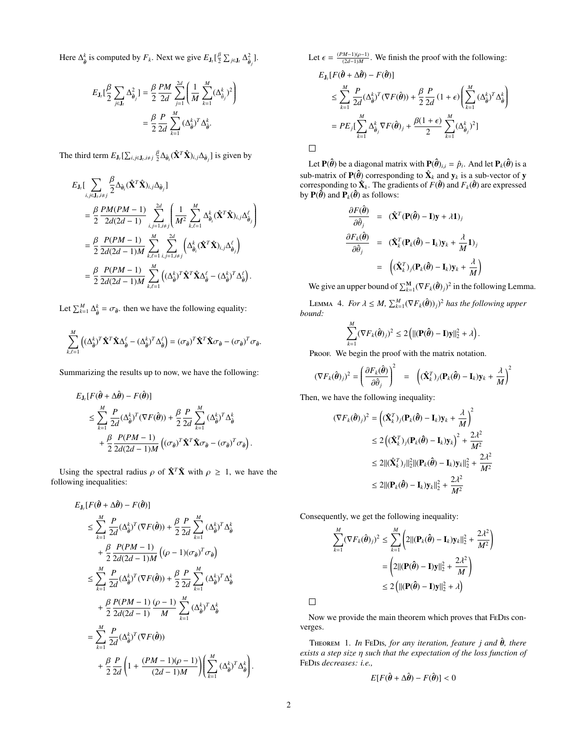Here $\Delta^k_{\hat{\theta}}$ is computed by $F_k$. Next we give $E_{\mathbf{J}_t}[\frac{\beta}{2}\sum_{j\in\mathbf{J}_t}\Delta^2_{\hat{\theta}_j}]$.

$$
\begin{aligned}
E_{\mathbf{J}_t}[\frac{\beta}{2}\sum_{j\in\mathbf{J}_t}\Delta^2_{\hat{\theta}_j}] &= \frac{\beta}{2}\frac{PM}{2d}\sum_{j=1}^{2d}\left(\frac{1}{M}\sum_{k=1}^{M}(\Delta^k_{\hat{\theta}_j})^2\right) \\
&= \frac{\beta}{2}\frac{P}{2d}\sum_{k=1}^{M}(\Delta^k_{\hat{\theta}})^T\Delta^k_{\hat{\theta}}.
\end{aligned}
$$

The third term $E_{\mathbf{J}_t}[\sum_{i,j\in\mathbf{J}_t, i\neq j}\frac{\beta}{2}\Delta_{\hat{\theta}_i}(\hat{\mathbf{X}}^T\hat{\mathbf{X}})_{i,j}\Delta_{\hat{\theta}_j}]$ is given by

$$
\begin{aligned}
&E_{\mathbf{J}_t}[\sum_{i,j\in\mathbf{J}_t, i\neq j}\frac{\beta}{2}\Delta_{\hat{\theta}_i}(\hat{\mathbf{X}}^T\hat{\mathbf{X}})_{i,j}\Delta_{\hat{\theta}_j}] \\
&= \frac{\beta}{2}\frac{PM(PM-1)}{2d(2d-1)}\sum_{i,j=1,i\neq j}^{2d}\left(\frac{1}{M^2}\sum_{k,\ell=1}^{M}\Delta^k_{\hat{\theta}_i}(\hat{\mathbf{X}}^T\hat{\mathbf{X}})_{i,j}\Delta^\ell_{\hat{\theta}_j}\right) \\
&= \frac{\beta}{2}\frac{P(PM-1)}{2d(2d-1)M}\sum_{k,\ell=1}^{M}\sum_{i,j=1,i\neq j}^{2d}\left(\Delta^k_{\hat{\theta}_i}(\hat{\mathbf{X}}^T\hat{\mathbf{X}})_{i,j}\Delta^\ell_{\hat{\theta}_j}\right) \\
&= \frac{\beta}{2}\frac{P(PM-1)}{2d(2d-1)M}\sum_{k,\ell=1}^{M}\left((\Delta^k_{\hat{\theta}})^T\hat{\mathbf{X}}^T\hat{\mathbf{X}}\Delta^\ell_{\hat{\theta}} - (\Delta^k_{\hat{\theta}})^T\Delta^\ell_{\hat{\theta}}\right).
\end{aligned}
$$

Let $\sum_{k=1}^{M}\Delta^k_{\hat{\theta}} = \sigma_{\hat{\theta}}$. then we have the following equality:

$$
\sum_{k,\ell=1}^{M}\left((\Delta^k_{\hat{\theta}})^T\hat{\mathbf{X}}^T\hat{\mathbf{X}}\Delta^\ell_{\hat{\theta}} - (\Delta^k_{\hat{\theta}})^T\Delta^\ell_{\hat{\theta}}\right) = (\sigma_{\hat{\theta}})^T\hat{\mathbf{X}}^T\hat{\mathbf{X}}\sigma_{\hat{\theta}} - (\sigma_{\hat{\theta}})^T\sigma_{\hat{\theta}}.
$$

Summarizing the results up to now, we have the following:

$$
\begin{aligned}
&E_{\mathbf{J}_t}[F(\hat{\theta}+\Delta\hat{\theta}) - F(\hat{\theta})] \\
&\leq \sum_{k=1}^{M}\frac{P}{2d}(\Delta^k_{\hat{\theta}})^T(\nabla F(\hat{\theta})) + \frac{\beta}{2}\frac{P}{2d}\sum_{k=1}^{M}(\Delta^k_{\hat{\theta}})^T\Delta^k_{\hat{\theta}} \\
&\quad + \frac{\beta}{2}\frac{P(PM-1)}{2d(2d-1)M}\left((\sigma_{\hat{\theta}})^T\hat{\mathbf{X}}^T\hat{\mathbf{X}}\sigma_{\hat{\theta}} - (\sigma_{\hat{\theta}})^T\sigma_{\hat{\theta}}\right).
\end{aligned}
$$

Using the spectral radius $\rho$ of $\hat{\mathbf{X}}^T\hat{\mathbf{X}}$ with $\rho \geq 1$, we have the following inequalities:

$$
\begin{aligned}
&E_{\mathbf{J}_t}[F(\hat{\theta}+\Delta\hat{\theta}) - F(\hat{\theta})] \\
&\leq \sum_{k=1}^{M}\frac{P}{2d}(\Delta^k_{\hat{\theta}})^T(\nabla F(\hat{\theta})) + \frac{\beta}{2}\frac{P}{2d}\sum_{k=1}^{M}(\Delta^k_{\hat{\theta}})^T\Delta^k_{\hat{\theta}} \\
&\quad + \frac{\beta}{2}\frac{P(PM-1)}{2d(2d-1)M}\left((\rho-1)(\sigma_{\hat{\theta}})^T\sigma_{\hat{\theta}}\right) \\
&\leq \sum_{k=1}^{M}\frac{P}{2d}(\Delta^k_{\hat{\theta}})^T(\nabla F(\hat{\theta})) + \frac{\beta}{2}\frac{P}{2d}\sum_{k=1}^{M}(\Delta^k_{\hat{\theta}})^T\Delta^k_{\hat{\theta}} \\
&\quad + \frac{\beta}{2}\frac{P(PM-1)}{2d(2d-1)}\frac{(\rho-1)}{M}\sum_{k=1}^{M}(\Delta^k_{\hat{\theta}})^T\Delta^k_{\hat{\theta}} \\
&= \sum_{k=1}^{M}\frac{P}{2d}(\Delta^k_{\hat{\theta}})^T(\nabla F(\hat{\theta})) \\
&\quad + \frac{\beta}{2}\frac{P}{2d}\left(1 + \frac{(PM-1)(\rho-1)}{(2d-1)M}\right)\left(\sum_{k=1}^{M}(\Delta^k_{\hat{\theta}})^T\Delta^k_{\hat{\theta}}\right).
\end{aligned}
$$

Let $\epsilon = \frac{(PM-1)(\rho-1)}{(2d-1)M}$. We finish the proof with the following:

$$
\begin{aligned}
&E_{\mathbf{J}_t}[F(\hat{\theta}+\Delta\hat{\theta}) - F(\hat{\theta})] \\
&\leq \sum_{k=1}^{M}\frac{P}{2d}(\Delta^k_{\hat{\theta}})^T(\nabla F(\hat{\theta})) + \frac{\beta}{2}\frac{P}{2d}(1+\epsilon)\left(\sum_{k=1}^{M}(\Delta^k_{\hat{\theta}})^T\Delta^k_{\hat{\theta}}\right) \\
&= PE_j[\sum_{k=1}^{M}\Delta^k_{\hat{\theta}_j}\nabla F(\hat{\theta})_j + \frac{\beta(1+\epsilon)}{2}\sum_{k=1}^{M}(\Delta^k_{\hat{\theta}_j})^2]
\end{aligned}
$$

□

Let $\mathbf{P}(\hat{\theta})$ be a diagonal matrix with $\mathbf{P}(\hat{\theta})_{i,i} = \hat{p}_i$. And let $\mathbf{P}_k(\hat{\theta})$ is a sub-matrix of $\mathbf{P}(\hat{\theta})$ corresponding to $\hat{\mathbf{X}}_k$ and $\mathbf{y}_k$ is a sub-vector of $\mathbf{y}$ corresponding to $\hat{\mathbf{X}}_k$. The gradients of $F(\hat{\theta})$ and $F_k(\hat{\theta})$ are expressed by $\mathbf{P}(\hat{\theta})$ and $\mathbf{P}_k(\hat{\theta})$ as follows:

$$
\begin{aligned}
\frac{\partial F(\hat{\theta})}{\partial\hat{\theta}_j} &= (\hat{\mathbf{X}}^T(\mathbf{P}(\hat{\theta}) - \mathbf{I})\mathbf{y} + \lambda\mathbf{1})_j \\
\frac{\partial F_k(\hat{\theta})}{\partial\hat{\theta}_j} &= (\hat{\mathbf{X}}_k^T(\mathbf{P}_k(\hat{\theta}) - \mathbf{I}_k)\mathbf{y}_k + \frac{\lambda}{M}\mathbf{1})_j \\
&= \left((\hat{\mathbf{X}}_k^T)_j(\mathbf{P}_k(\hat{\theta}) - \mathbf{I}_k)\mathbf{y}_k + \frac{\lambda}{M}\right)
\end{aligned}
$$

We give an upper bound of $\sum_{k=1}^{\mathbf{M}}(\nabla F_k(\hat{\theta})_j)^2$ in the following Lemma.

**Lemma 4.** *For $\lambda \leq M$, $\sum_{k=1}^{M}(\nabla F_k(\hat{\theta}))_j)^2$ has the following upper bound:*

$$
\sum_{k=1}^{M}(\nabla F_k(\hat{\theta})_j)^2 \leq 2\left(\|(\mathbf{P}(\hat{\theta}) - \mathbf{I})\mathbf{y}\|_2^2 + \lambda\right).
$$

*Proof.* We begin the proof with the matrix notation.

$$
(\nabla F_k(\hat{\theta})_j)^2 = \left(\frac{\partial F_k(\hat{\theta})}{\partial\hat{\theta}_j}\right)^2 = \left((\hat{\mathbf{X}}_k^T)_j(\mathbf{P}_k(\hat{\theta}) - \mathbf{I}_k)\mathbf{y}_k + \frac{\lambda}{M}\right)^2
$$

Then, we have the following inequality:

$$
\begin{aligned}
(\nabla F_k(\hat{\theta})_j)^2 &= \left((\hat{\mathbf{X}}_k^T)_j(\mathbf{P}_k(\hat{\theta}) - \mathbf{I}_k)\mathbf{y}_k + \frac{\lambda}{M}\right)^2 \\
&\leq 2\left((\hat{\mathbf{X}}_k^T)_j(\mathbf{P}_k(\hat{\theta}) - \mathbf{I}_k)\mathbf{y}_k\right)^2 + \frac{2\lambda^2}{M^2} \\
&\leq 2\|(\hat{\mathbf{X}}_k^T)_j\|_2^2\|(\mathbf{P}_k(\hat{\theta}) - \mathbf{I}_k)\mathbf{y}_k\|_2^2 + \frac{2\lambda^2}{M^2} \\
&\leq 2\|(\mathbf{P}_k(\hat{\theta}) - \mathbf{I}_k)\mathbf{y}_k\|_2^2 + \frac{2\lambda^2}{M^2}
\end{aligned}
$$

Consequently, we get the following inequality:

$$
\begin{aligned}
\sum_{k=1}^{M}(\nabla F_k(\hat{\theta})_j)^2 &\leq \sum_{k=1}^{M}\left(2\|(\mathbf{P}_k(\hat{\theta}) - \mathbf{I}_k)\mathbf{y}_k\|_2^2 + \frac{2\lambda^2}{M^2}\right) \\
&= \left(2\|(\mathbf{P}(\hat{\theta}) - \mathbf{I})\mathbf{y}\|_2^2 + \frac{2\lambda^2}{M}\right) \\
&\leq 2\left(\|(\mathbf{P}(\hat{\theta}) - \mathbf{I})\mathbf{y}\|_2^2 + \lambda\right)
\end{aligned}
$$

□

Now we provide the main theorem which proves that FeDis converges.

**Theorem 1.** *In FeDis, for any iteration, feature $j$ and $\hat{\theta}$, there exists a step size $\eta$ such that the expectation of the loss function of FeDis decreases: i.e.,*

$$
E[F(\hat{\theta}+\Delta\hat{\theta}) - F(\hat{\theta})] < 0
$$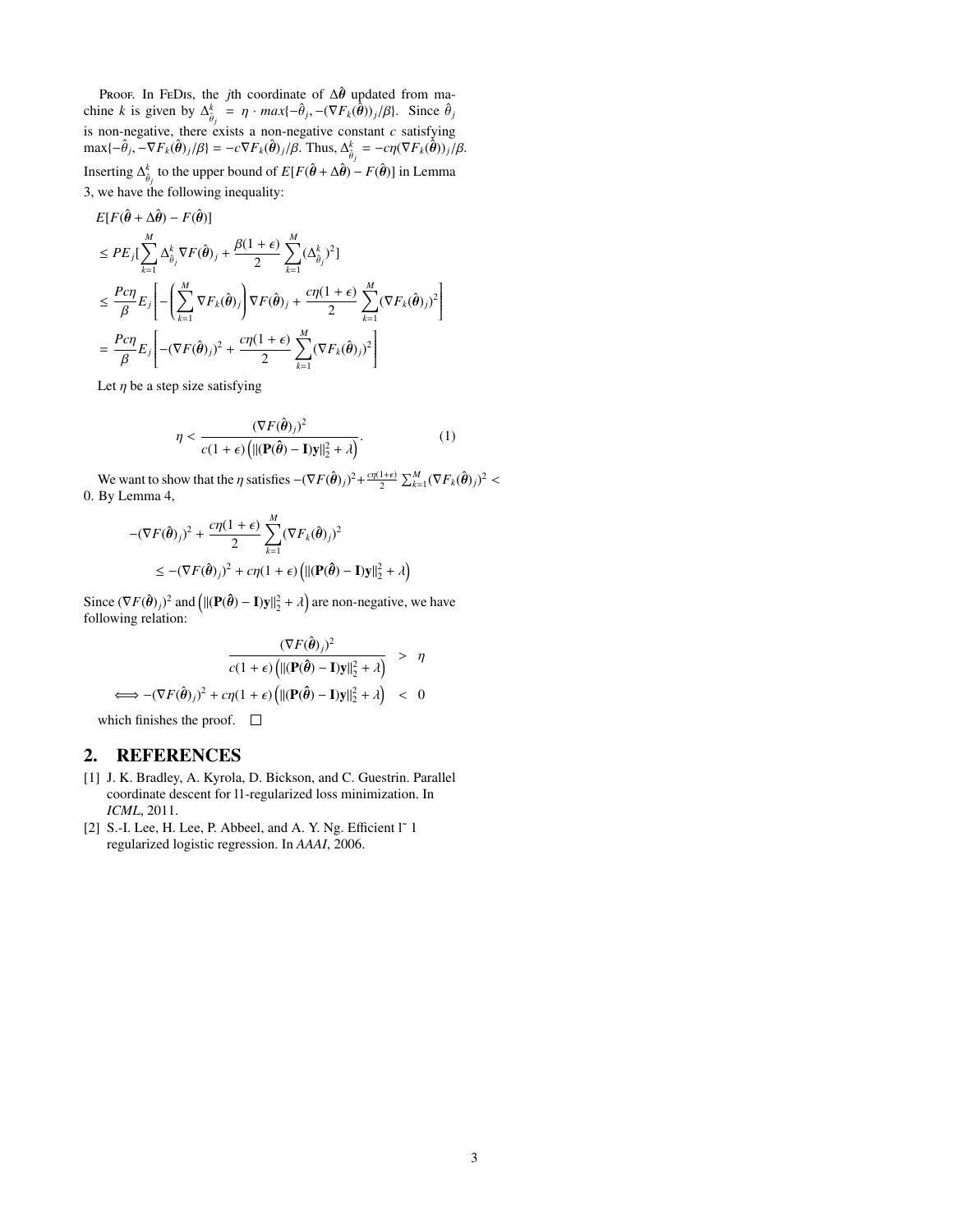Proof. In FeDis, the $j$th coordinate of $\Delta\hat{\boldsymbol{\theta}}$ updated from machine $k$ is given by $\Delta^k_{\hat{\theta}_j} = \eta \cdot max\{-\hat{\theta}_j, -(\nabla F_k(\hat{\boldsymbol{\theta}}))_j/\beta\}$. Since $\hat{\theta}_j$ is non-negative, there exists a non-negative constant $c$ satisfying $\max\{-\hat{\theta}_j, -\nabla F_k(\hat{\boldsymbol{\theta}})_j/\beta\} = -c\nabla F_k(\hat{\boldsymbol{\theta}})_j/\beta$. Thus, $\Delta^k_{\hat{\theta}_j} = -c\eta(\nabla F_k(\hat{\boldsymbol{\theta}}))_j/\beta$. Inserting $\Delta^k_{\hat{\theta}_j}$ to the upper bound of $E[F(\hat{\boldsymbol{\theta}} + \Delta\hat{\boldsymbol{\theta}}) - F(\hat{\boldsymbol{\theta}})]$ in Lemma 3, we have the following inequality:

$$
\begin{aligned}
&E[F(\hat{\boldsymbol{\theta}} + \Delta\hat{\boldsymbol{\theta}}) - F(\hat{\boldsymbol{\theta}})] \\
&\leq PE_j[\sum_{k=1}^{M} \Delta^k_{\hat{\theta}_j} \nabla F(\hat{\boldsymbol{\theta}})_j + \frac{\beta(1+\epsilon)}{2} \sum_{k=1}^{M} (\Delta^k_{\hat{\theta}_j})^2] \\
&\leq \frac{Pc\eta}{\beta} E_j \left[ -\left( \sum_{k=1}^{M} \nabla F_k(\hat{\boldsymbol{\theta}})_j \right) \nabla F(\hat{\boldsymbol{\theta}})_j + \frac{c\eta(1+\epsilon)}{2} \sum_{k=1}^{M} (\nabla F_k(\hat{\boldsymbol{\theta}})_j)^2 \right] \\
&= \frac{Pc\eta}{\beta} E_j \left[ -(\nabla F(\hat{\boldsymbol{\theta}})_j)^2 + \frac{c\eta(1+\epsilon)}{2} \sum_{k=1}^{M} (\nabla F_k(\hat{\boldsymbol{\theta}})_j)^2 \right]
\end{aligned}
$$

Let $\eta$ be a step size satisfying

$$
\eta < \frac{(\nabla F(\hat{\boldsymbol{\theta}})_j)^2}{c(1+\epsilon)\left(\|(\mathbf{P}(\hat{\boldsymbol{\theta}}) - \mathbf{I})\mathbf{y}\|_2^2 + \lambda\right)}. \tag{1}
$$

We want to show that the $\eta$ satisfies $-(\nabla F(\hat{\boldsymbol{\theta}})_j)^2 + \frac{c\eta(1+\epsilon)}{2} \sum_{k=1}^{M} (\nabla F_k(\hat{\boldsymbol{\theta}})_j)^2 < 0$. By Lemma 4,

$$
\begin{aligned}
&-(\nabla F(\hat{\boldsymbol{\theta}})_j)^2 + \frac{c\eta(1+\epsilon)}{2} \sum_{k=1}^{M} (\nabla F_k(\hat{\boldsymbol{\theta}})_j)^2 \\
&\quad \leq -(\nabla F(\hat{\boldsymbol{\theta}})_j)^2 + c\eta(1+\epsilon)\left(\|(\mathbf{P}(\hat{\boldsymbol{\theta}}) - \mathbf{I})\mathbf{y}\|_2^2 + \lambda\right)
\end{aligned}
$$

Since $(\nabla F(\hat{\boldsymbol{\theta}})_j)^2$ and $\left(\|(\mathbf{P}(\hat{\boldsymbol{\theta}}) - \mathbf{I})\mathbf{y}\|_2^2 + \lambda\right)$ are non-negative, we have following relation:

$$
\begin{aligned}
\frac{(\nabla F(\hat{\boldsymbol{\theta}})_j)^2}{c(1+\epsilon)\left(\|(\mathbf{P}(\hat{\boldsymbol{\theta}}) - \mathbf{I})\mathbf{y}\|_2^2 + \lambda\right)} &> \eta \\
\Longleftrightarrow -(\nabla F(\hat{\boldsymbol{\theta}})_j)^2 + c\eta(1+\epsilon)\left(\|(\mathbf{P}(\hat{\boldsymbol{\theta}}) - \mathbf{I})\mathbf{y}\|_2^2 + \lambda\right) &< 0
\end{aligned}
$$

which finishes the proof. □

## 2. REFERENCES

[1] J. K. Bradley, A. Kyrola, D. Bickson, and C. Guestrin. Parallel coordinate descent for l1-regularized loss minimization. In *ICML*, 2011.

[2] S.-I. Lee, H. Lee, P. Abbeel, and A. Y. Ng. Efficient l˜ 1 regularized logistic regression. In *AAAI*, 2006.